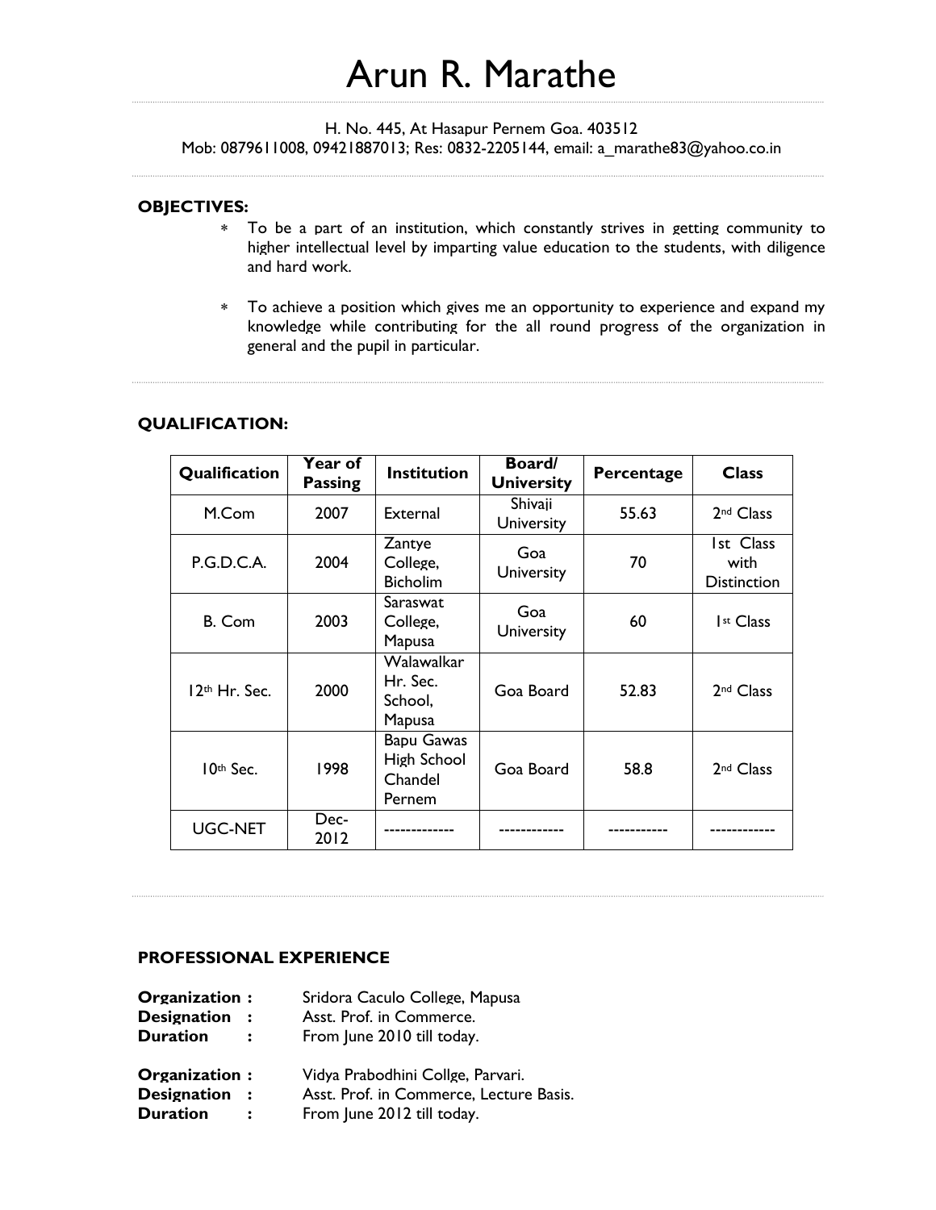# Arun R. Marathe

H. No. 445, At Hasapur Pernem Goa. 403512
Mob: 0879611008, 09421887013; Res: 0832-2205144, email: a_marathe83@yahoo.co.in

**OBJECTIVES:**

* To be a part of an institution, which constantly strives in getting community to higher intellectual level by imparting value education to the students, with diligence and hard work.

* To achieve a position which gives me an opportunity to experience and expand my knowledge while contributing for the all round progress of the organization in general and the pupil in particular.

**QUALIFICATION:**

| Qualification | Year of Passing | Institution | Board/ University | Percentage | Class |
|---|---|---|---|---|---|
| M.Com | 2007 | External | Shivaji University | 55.63 | 2nd Class |
| P.G.D.C.A. | 2004 | Zantye College, Bicholim | Goa University | 70 | 1st Class with Distinction |
| B. Com | 2003 | Saraswat College, Mapusa | Goa University | 60 | 1st Class |
| 12th Hr. Sec. | 2000 | Walawalkar Hr. Sec. School, Mapusa | Goa Board | 52.83 | 2nd Class |
| 10th Sec. | 1998 | Bapu Gawas High School Chandel Pernem | Goa Board | 58.8 | 2nd Class |
| UGC-NET | Dec-2012 | ------------- | ------------ | ----------- | ------------ |

**PROFESSIONAL EXPERIENCE**

**Organization :** Sridora Caculo College, Mapusa
**Designation :** Asst. Prof. in Commerce.
**Duration :** From June 2010 till today.

**Organization :** Vidya Prabodhini Collge, Parvari.
**Designation :** Asst. Prof. in Commerce, Lecture Basis.
**Duration :** From June 2012 till today.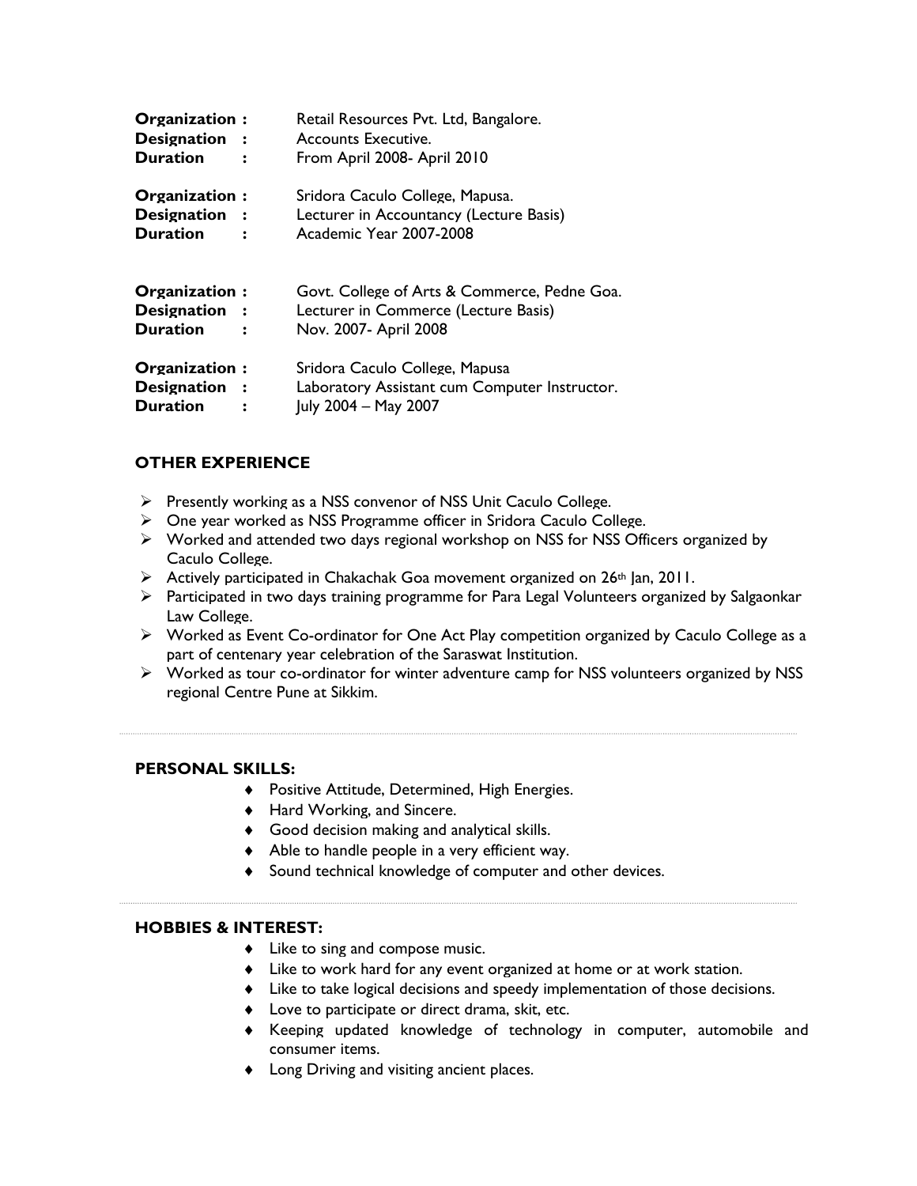**Organization :** Retail Resources Pvt. Ltd, Bangalore.
**Designation :** Accounts Executive.
**Duration :** From April 2008- April 2010

**Organization :** Sridora Caculo College, Mapusa.
**Designation :** Lecturer in Accountancy (Lecture Basis)
**Duration :** Academic Year 2007-2008

**Organization :** Govt. College of Arts & Commerce, Pedne Goa.
**Designation :** Lecturer in Commerce (Lecture Basis)
**Duration :** Nov. 2007- April 2008

**Organization :** Sridora Caculo College, Mapusa
**Designation :** Laboratory Assistant cum Computer Instructor.
**Duration :** July 2004 – May 2007

## OTHER EXPERIENCE

- Presently working as a NSS convenor of NSS Unit Caculo College.
- One year worked as NSS Programme officer in Sridora Caculo College.
- Worked and attended two days regional workshop on NSS for NSS Officers organized by Caculo College.
- Actively participated in Chakachak Goa movement organized on 26th Jan, 2011.
- Participated in two days training programme for Para Legal Volunteers organized by Salgaonkar Law College.
- Worked as Event Co-ordinator for One Act Play competition organized by Caculo College as a part of centenary year celebration of the Saraswat Institution.
- Worked as tour co-ordinator for winter adventure camp for NSS volunteers organized by NSS regional Centre Pune at Sikkim.

---

## PERSONAL SKILLS:

- Positive Attitude, Determined, High Energies.
- Hard Working, and Sincere.
- Good decision making and analytical skills.
- Able to handle people in a very efficient way.
- Sound technical knowledge of computer and other devices.

---

## HOBBIES & INTEREST:

- Like to sing and compose music.
- Like to work hard for any event organized at home or at work station.
- Like to take logical decisions and speedy implementation of those decisions.
- Love to participate or direct drama, skit, etc.
- Keeping updated knowledge of technology in computer, automobile and consumer items.
- Long Driving and visiting ancient places.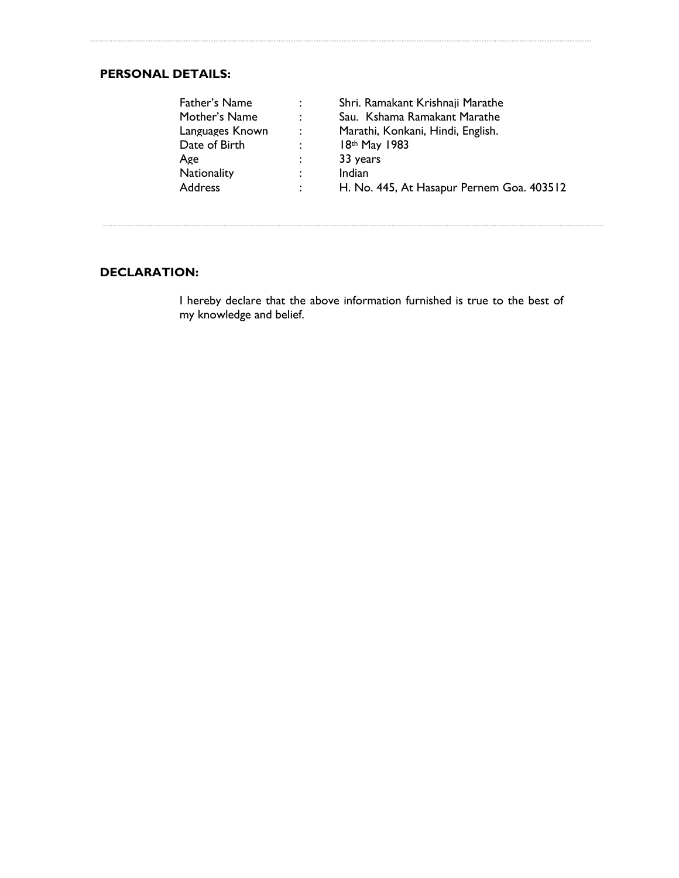## PERSONAL DETAILS:

| | | |
|---|---|---|
| Father's Name | : | Shri. Ramakant Krishnaji Marathe |
| Mother's Name | : | Sau. Kshama Ramakant Marathe |
| Languages Known | : | Marathi, Konkani, Hindi, English. |
| Date of Birth | : | 18th May 1983 |
| Age | : | 33 years |
| Nationality | : | Indian |
| Address | : | H. No. 445, At Hasapur Pernem Goa. 403512 |

## DECLARATION:

I hereby declare that the above information furnished is true to the best of my knowledge and belief.